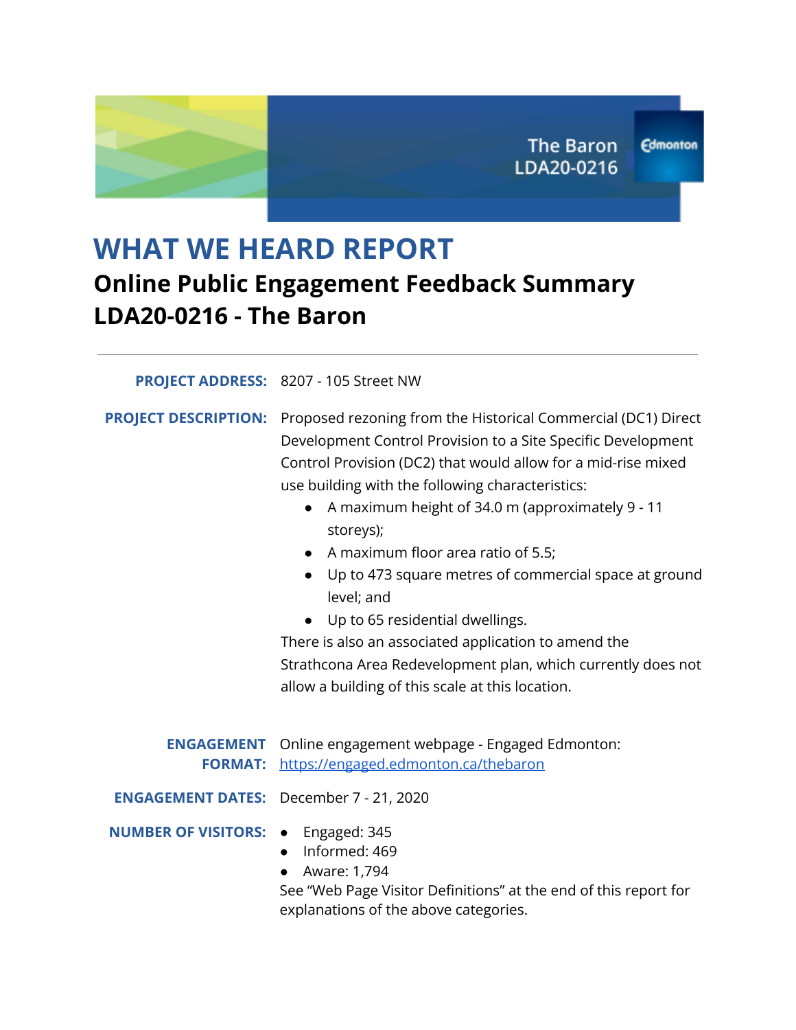# WHAT WE HEARD REPORT

## Online Public Engagement Feedback Summary LDA20-0216 - The Baron

**PROJECT ADDRESS:** 8207 - 105 Street NW

**PROJECT DESCRIPTION:** Proposed rezoning from the Historical Commercial (DC1) Direct Development Control Provision to a Site Specific Development Control Provision (DC2) that would allow for a mid-rise mixed use building with the following characteristics:

- A maximum height of 34.0 m (approximately 9 - 11 storeys);
- A maximum floor area ratio of 5.5;
- Up to 473 square metres of commercial space at ground level; and
- Up to 65 residential dwellings.

There is also an associated application to amend the Strathcona Area Redevelopment plan, which currently does not allow a building of this scale at this location.

**ENGAGEMENT FORMAT:** Online engagement webpage - Engaged Edmonton: https://engaged.edmonton.ca/thebaron

**ENGAGEMENT DATES:** December 7 - 21, 2020

**NUMBER OF VISITORS:**

- Engaged: 345
- Informed: 469
- Aware: 1,794

See "Web Page Visitor Definitions" at the end of this report for explanations of the above categories.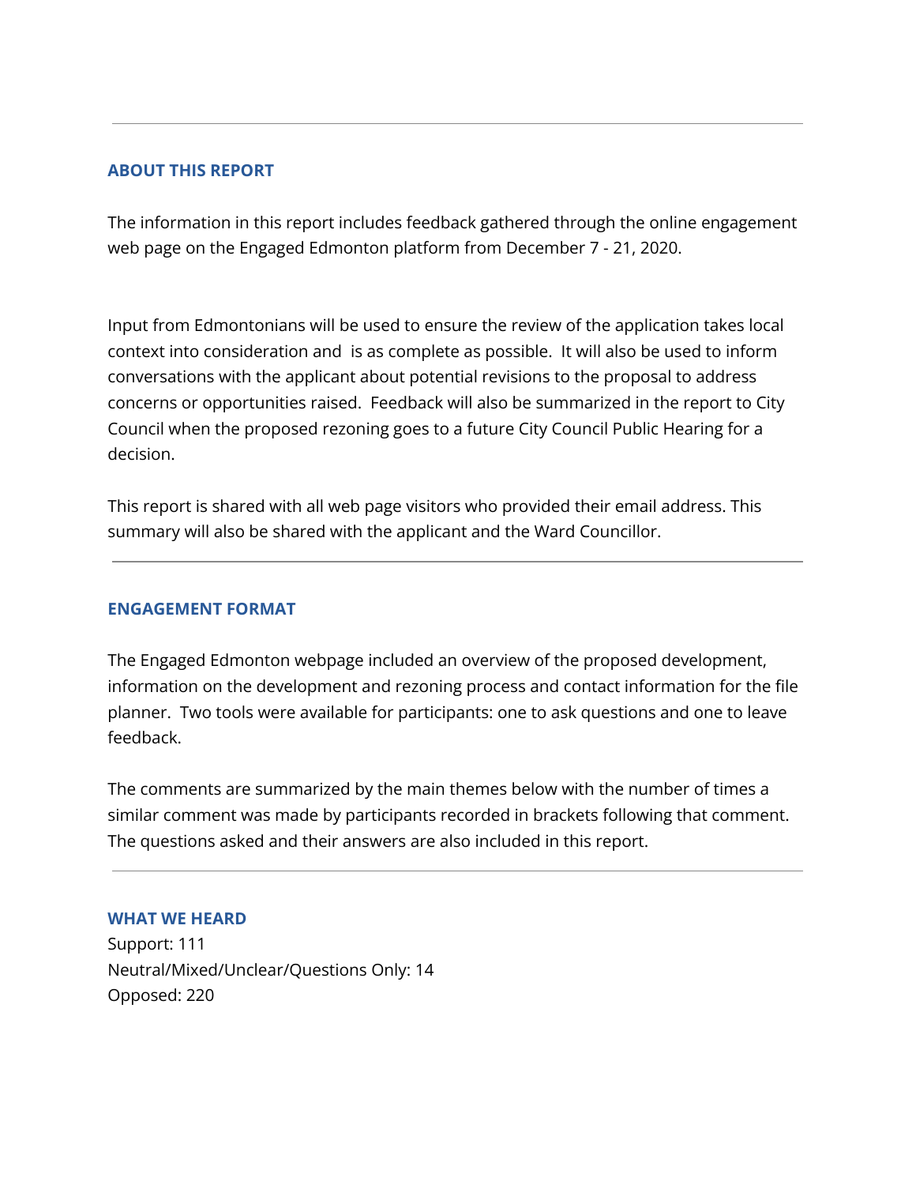## ABOUT THIS REPORT

The information in this report includes feedback gathered through the online engagement web page on the Engaged Edmonton platform from December 7 - 21, 2020.

Input from Edmontonians will be used to ensure the review of the application takes local context into consideration and is as complete as possible. It will also be used to inform conversations with the applicant about potential revisions to the proposal to address concerns or opportunities raised. Feedback will also be summarized in the report to City Council when the proposed rezoning goes to a future City Council Public Hearing for a decision.

This report is shared with all web page visitors who provided their email address. This summary will also be shared with the applicant and the Ward Councillor.

---

## ENGAGEMENT FORMAT

The Engaged Edmonton webpage included an overview of the proposed development, information on the development and rezoning process and contact information for the file planner. Two tools were available for participants: one to ask questions and one to leave feedback.

The comments are summarized by the main themes below with the number of times a similar comment was made by participants recorded in brackets following that comment. The questions asked and their answers are also included in this report.

---

## WHAT WE HEARD

Support: 111
Neutral/Mixed/Unclear/Questions Only: 14
Opposed: 220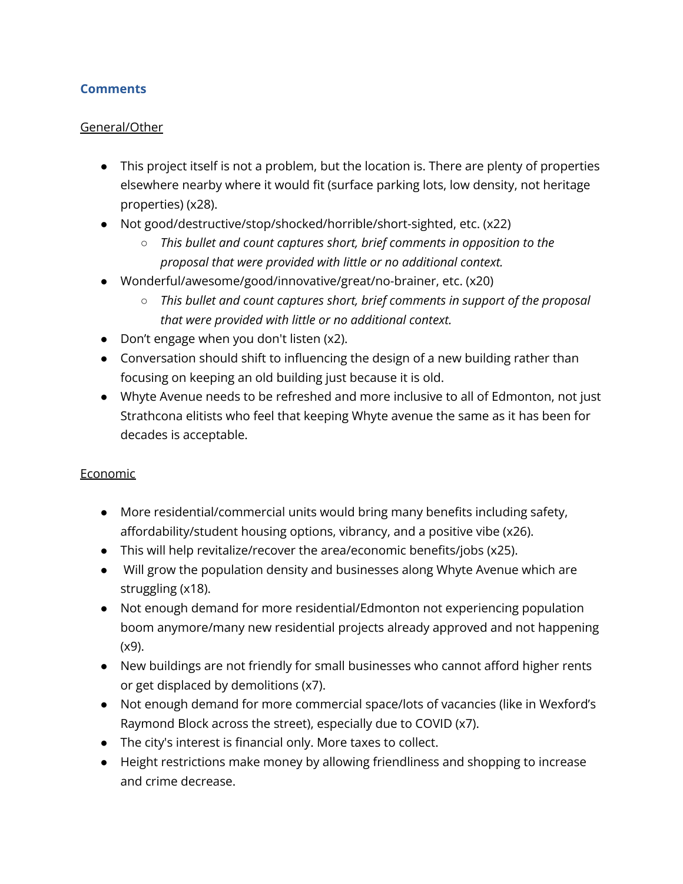## Comments

<u>General/Other</u>

- This project itself is not a problem, but the location is. There are plenty of properties elsewhere nearby where it would fit (surface parking lots, low density, not heritage properties) (x28).
- Not good/destructive/stop/shocked/horrible/short-sighted, etc. (x22)
  - *This bullet and count captures short, brief comments in opposition to the proposal that were provided with little or no additional context.*
- Wonderful/awesome/good/innovative/great/no-brainer, etc. (x20)
  - *This bullet and count captures short, brief comments in support of the proposal that were provided with little or no additional context.*
- Don't engage when you don't listen (x2).
- Conversation should shift to influencing the design of a new building rather than focusing on keeping an old building just because it is old.
- Whyte Avenue needs to be refreshed and more inclusive to all of Edmonton, not just Strathcona elitists who feel that keeping Whyte avenue the same as it has been for decades is acceptable.

<u>Economic</u>

- More residential/commercial units would bring many benefits including safety, affordability/student housing options, vibrancy, and a positive vibe (x26).
- This will help revitalize/recover the area/economic benefits/jobs (x25).
- Will grow the population density and businesses along Whyte Avenue which are struggling (x18).
- Not enough demand for more residential/Edmonton not experiencing population boom anymore/many new residential projects already approved and not happening (x9).
- New buildings are not friendly for small businesses who cannot afford higher rents or get displaced by demolitions (x7).
- Not enough demand for more commercial space/lots of vacancies (like in Wexford's Raymond Block across the street), especially due to COVID (x7).
- The city's interest is financial only. More taxes to collect.
- Height restrictions make money by allowing friendliness and shopping to increase and crime decrease.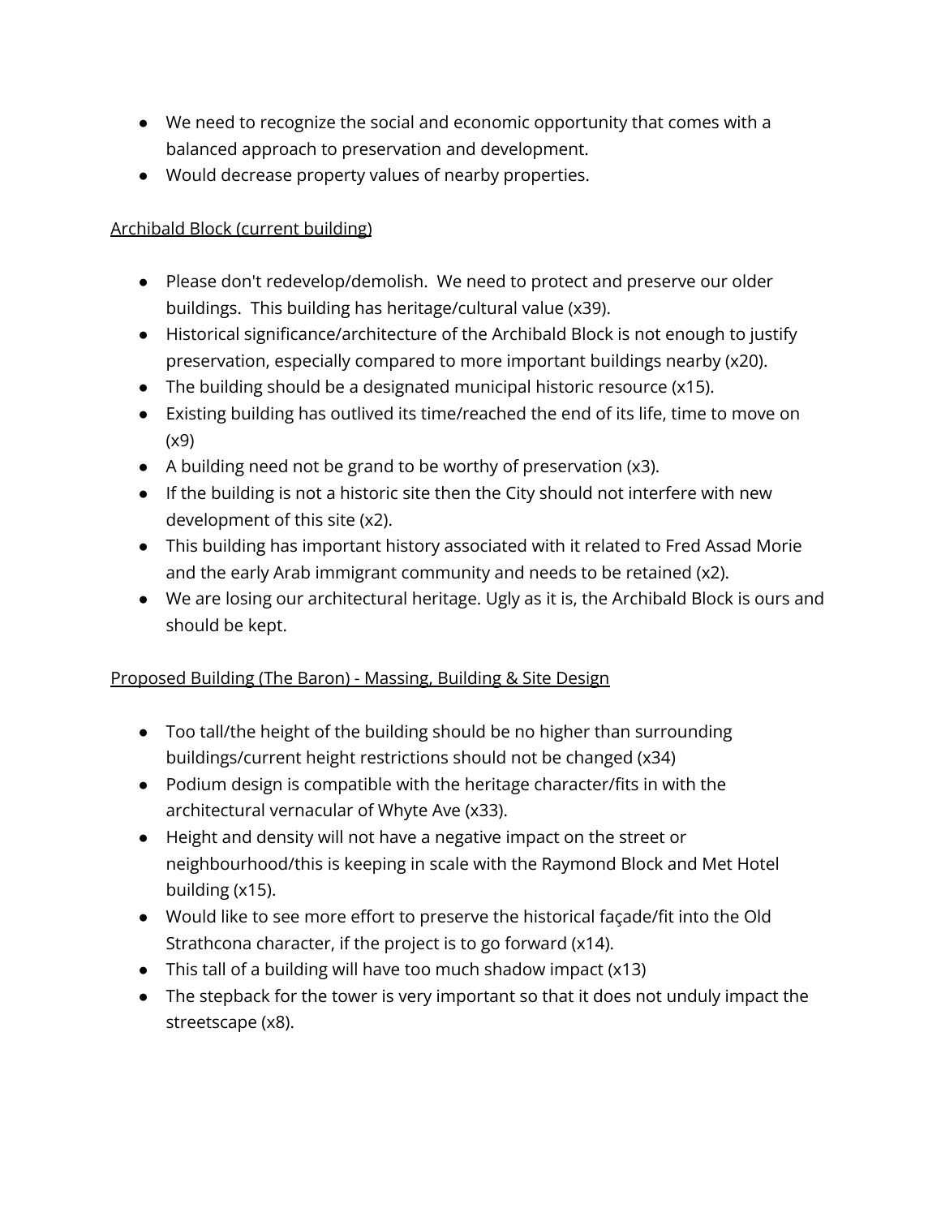- We need to recognize the social and economic opportunity that comes with a balanced approach to preservation and development.
- Would decrease property values of nearby properties.

<u>Archibald Block (current building)</u>

- Please don't redevelop/demolish.  We need to protect and preserve our older buildings.  This building has heritage/cultural value (x39).
- Historical significance/architecture of the Archibald Block is not enough to justify preservation, especially compared to more important buildings nearby (x20).
- The building should be a designated municipal historic resource (x15).
- Existing building has outlived its time/reached the end of its life, time to move on (x9)
- A building need not be grand to be worthy of preservation (x3).
- If the building is not a historic site then the City should not interfere with new development of this site (x2).
- This building has important history associated with it related to Fred Assad Morie and the early Arab immigrant community and needs to be retained (x2).
- We are losing our architectural heritage. Ugly as it is, the Archibald Block is ours and should be kept.

<u>Proposed Building (The Baron) - Massing, Building & Site Design</u>

- Too tall/the height of the building should be no higher than surrounding buildings/current height restrictions should not be changed (x34)
- Podium design is compatible with the heritage character/fits in with the architectural vernacular of Whyte Ave (x33).
- Height and density will not have a negative impact on the street or neighbourhood/this is keeping in scale with the Raymond Block and Met Hotel building (x15).
- Would like to see more effort to preserve the historical façade/fit into the Old Strathcona character, if the project is to go forward (x14).
- This tall of a building will have too much shadow impact (x13)
- The stepback for the tower is very important so that it does not unduly impact the streetscape (x8).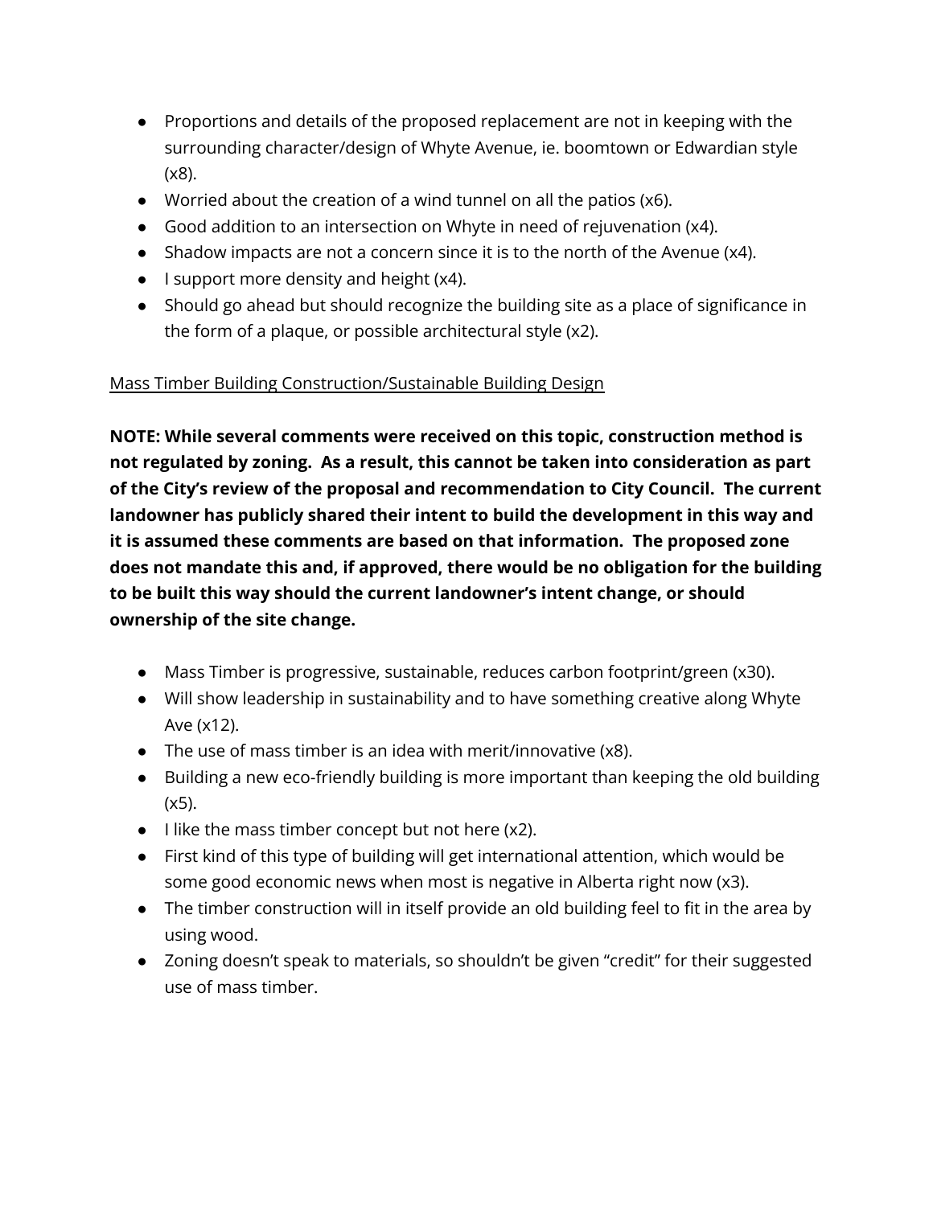- Proportions and details of the proposed replacement are not in keeping with the surrounding character/design of Whyte Avenue, ie. boomtown or Edwardian style (x8).
- Worried about the creation of a wind tunnel on all the patios (x6).
- Good addition to an intersection on Whyte in need of rejuvenation (x4).
- Shadow impacts are not a concern since it is to the north of the Avenue (x4).
- I support more density and height (x4).
- Should go ahead but should recognize the building site as a place of significance in the form of a plaque, or possible architectural style (x2).

<u>Mass Timber Building Construction/Sustainable Building Design</u>

**NOTE: While several comments were received on this topic, construction method is not regulated by zoning. As a result, this cannot be taken into consideration as part of the City's review of the proposal and recommendation to City Council. The current landowner has publicly shared their intent to build the development in this way and it is assumed these comments are based on that information. The proposed zone does not mandate this and, if approved, there would be no obligation for the building to be built this way should the current landowner's intent change, or should ownership of the site change.**

- Mass Timber is progressive, sustainable, reduces carbon footprint/green (x30).
- Will show leadership in sustainability and to have something creative along Whyte Ave (x12).
- The use of mass timber is an idea with merit/innovative (x8).
- Building a new eco-friendly building is more important than keeping the old building (x5).
- I like the mass timber concept but not here (x2).
- First kind of this type of building will get international attention, which would be some good economic news when most is negative in Alberta right now (x3).
- The timber construction will in itself provide an old building feel to fit in the area by using wood.
- Zoning doesn't speak to materials, so shouldn't be given "credit" for their suggested use of mass timber.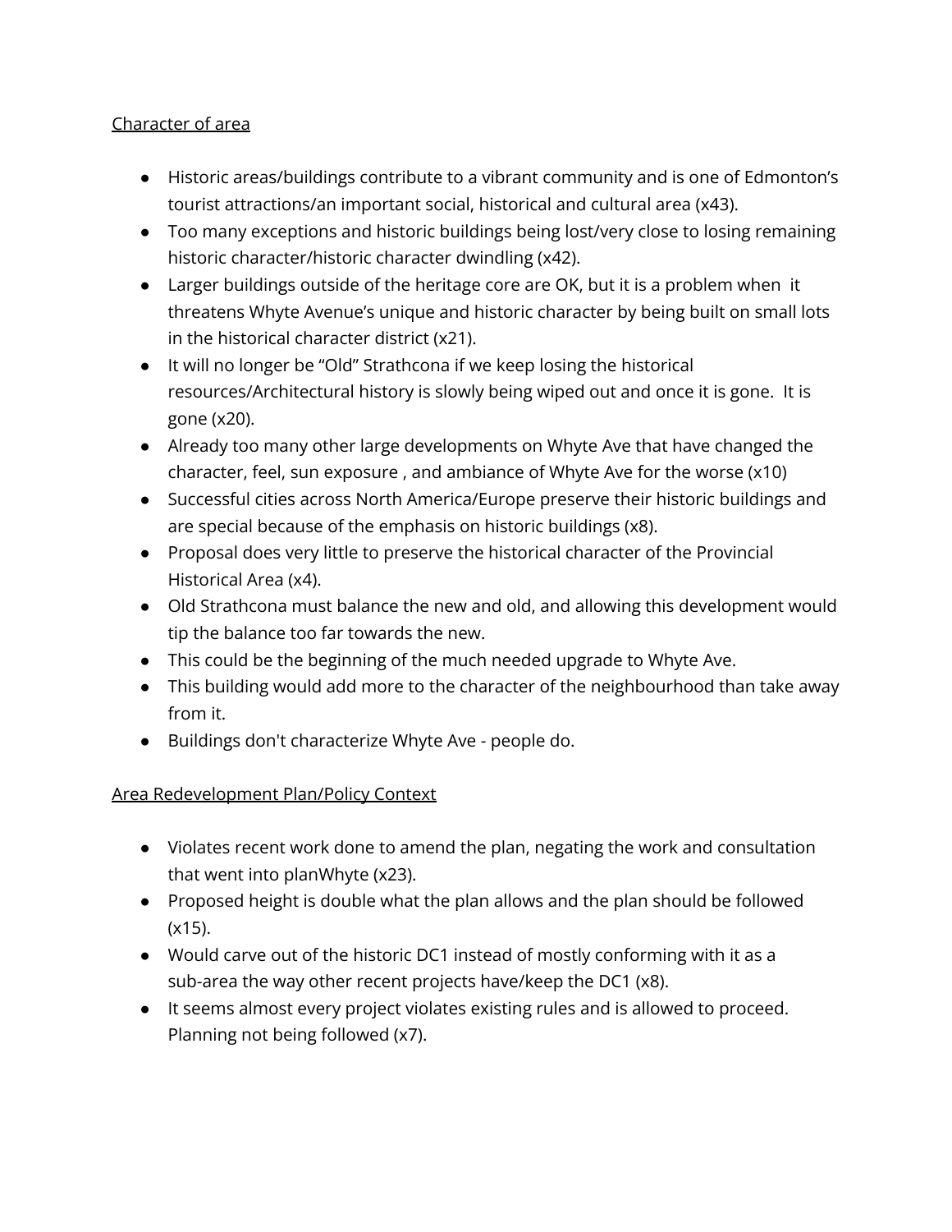Character of area

- Historic areas/buildings contribute to a vibrant community and is one of Edmonton's tourist attractions/an important social, historical and cultural area (x43).
- Too many exceptions and historic buildings being lost/very close to losing remaining historic character/historic character dwindling (x42).
- Larger buildings outside of the heritage core are OK, but it is a problem when it threatens Whyte Avenue's unique and historic character by being built on small lots in the historical character district (x21).
- It will no longer be "Old" Strathcona if we keep losing the historical resources/Architectural history is slowly being wiped out and once it is gone. It is gone (x20).
- Already too many other large developments on Whyte Ave that have changed the character, feel, sun exposure , and ambiance of Whyte Ave for the worse (x10)
- Successful cities across North America/Europe preserve their historic buildings and are special because of the emphasis on historic buildings (x8).
- Proposal does very little to preserve the historical character of the Provincial Historical Area (x4).
- Old Strathcona must balance the new and old, and allowing this development would tip the balance too far towards the new.
- This could be the beginning of the much needed upgrade to Whyte Ave.
- This building would add more to the character of the neighbourhood than take away from it.
- Buildings don't characterize Whyte Ave - people do.

Area Redevelopment Plan/Policy Context

- Violates recent work done to amend the plan, negating the work and consultation that went into planWhyte (x23).
- Proposed height is double what the plan allows and the plan should be followed (x15).
- Would carve out of the historic DC1 instead of mostly conforming with it as a sub-area the way other recent projects have/keep the DC1 (x8).
- It seems almost every project violates existing rules and is allowed to proceed. Planning not being followed (x7).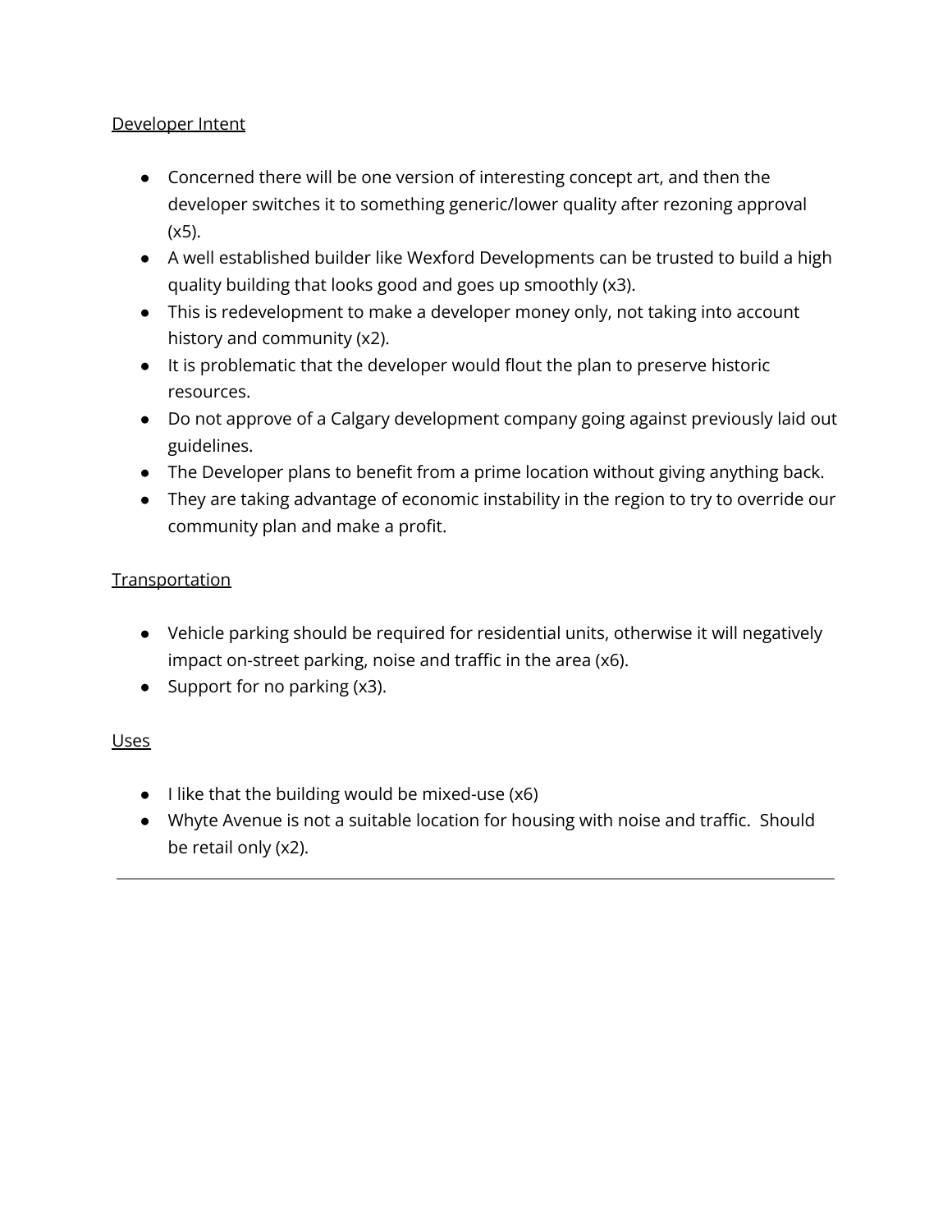Developer Intent

- Concerned there will be one version of interesting concept art, and then the developer switches it to something generic/lower quality after rezoning approval (x5).
- A well established builder like Wexford Developments can be trusted to build a high quality building that looks good and goes up smoothly (x3).
- This is redevelopment to make a developer money only, not taking into account history and community (x2).
- It is problematic that the developer would flout the plan to preserve historic resources.
- Do not approve of a Calgary development company going against previously laid out guidelines.
- The Developer plans to benefit from a prime location without giving anything back.
- They are taking advantage of economic instability in the region to try to override our community plan and make a profit.

Transportation

- Vehicle parking should be required for residential units, otherwise it will negatively impact on-street parking, noise and traffic in the area (x6).
- Support for no parking (x3).

Uses

- I like that the building would be mixed-use (x6)
- Whyte Avenue is not a suitable location for housing with noise and traffic. Should be retail only (x2).

---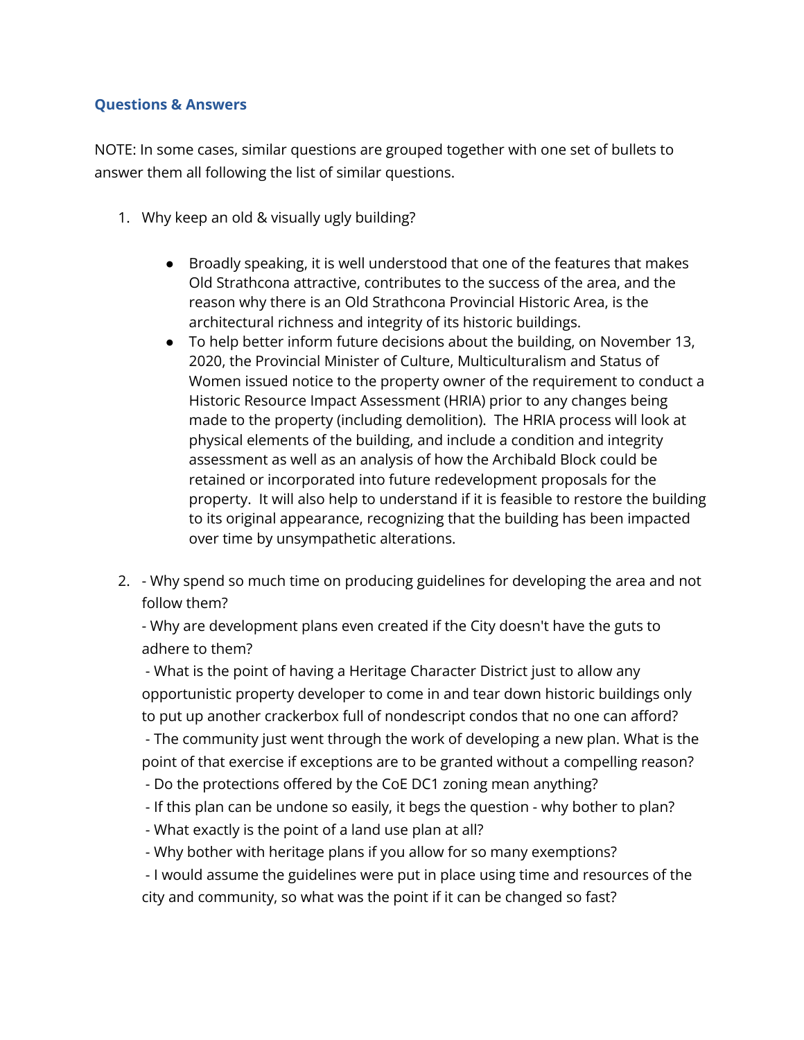## Questions & Answers

NOTE: In some cases, similar questions are grouped together with one set of bullets to answer them all following the list of similar questions.

1. Why keep an old & visually ugly building?

    - Broadly speaking, it is well understood that one of the features that makes Old Strathcona attractive, contributes to the success of the area, and the reason why there is an Old Strathcona Provincial Historic Area, is the architectural richness and integrity of its historic buildings.
    - To help better inform future decisions about the building, on November 13, 2020, the Provincial Minister of Culture, Multiculturalism and Status of Women issued notice to the property owner of the requirement to conduct a Historic Resource Impact Assessment (HRIA) prior to any changes being made to the property (including demolition). The HRIA process will look at physical elements of the building, and include a condition and integrity assessment as well as an analysis of how the Archibald Block could be retained or incorporated into future redevelopment proposals for the property. It will also help to understand if it is feasible to restore the building to its original appearance, recognizing that the building has been impacted over time by unsympathetic alterations.

2. - Why spend so much time on producing guidelines for developing the area and not follow them?
   - Why are development plans even created if the City doesn't have the guts to adhere to them?
   - What is the point of having a Heritage Character District just to allow any opportunistic property developer to come in and tear down historic buildings only to put up another crackerbox full of nondescript condos that no one can afford?
   - The community just went through the work of developing a new plan. What is the point of that exercise if exceptions are to be granted without a compelling reason?
   - Do the protections offered by the CoE DC1 zoning mean anything?
   - If this plan can be undone so easily, it begs the question - why bother to plan?
   - What exactly is the point of a land use plan at all?
   - Why bother with heritage plans if you allow for so many exemptions?
   - I would assume the guidelines were put in place using time and resources of the city and community, so what was the point if it can be changed so fast?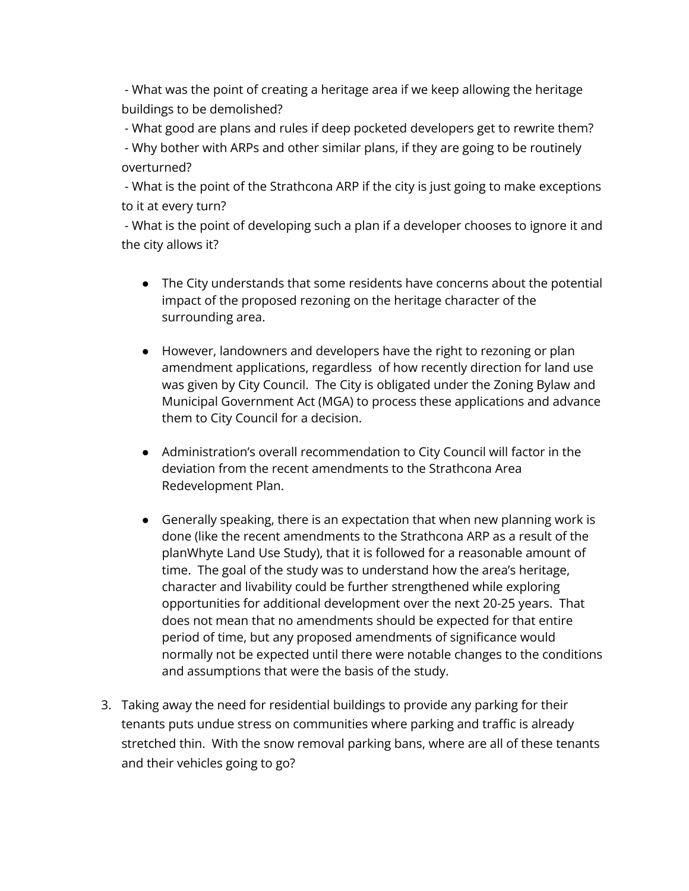- What was the point of creating a heritage area if we keep allowing the heritage buildings to be demolished?
- What good are plans and rules if deep pocketed developers get to rewrite them?
- Why bother with ARPs and other similar plans, if they are going to be routinely overturned?
- What is the point of the Strathcona ARP if the city is just going to make exceptions to it at every turn?
- What is the point of developing such a plan if a developer chooses to ignore it and the city allows it?

- The City understands that some residents have concerns about the potential impact of the proposed rezoning on the heritage character of the surrounding area.

- However, landowners and developers have the right to rezoning or plan amendment applications, regardless of how recently direction for land use was given by City Council. The City is obligated under the Zoning Bylaw and Municipal Government Act (MGA) to process these applications and advance them to City Council for a decision.

- Administration's overall recommendation to City Council will factor in the deviation from the recent amendments to the Strathcona Area Redevelopment Plan.

- Generally speaking, there is an expectation that when new planning work is done (like the recent amendments to the Strathcona ARP as a result of the planWhyte Land Use Study), that it is followed for a reasonable amount of time. The goal of the study was to understand how the area's heritage, character and livability could be further strengthened while exploring opportunities for additional development over the next 20-25 years. That does not mean that no amendments should be expected for that entire period of time, but any proposed amendments of significance would normally not be expected until there were notable changes to the conditions and assumptions that were the basis of the study.

3. Taking away the need for residential buildings to provide any parking for their tenants puts undue stress on communities where parking and traffic is already stretched thin. With the snow removal parking bans, where are all of these tenants and their vehicles going to go?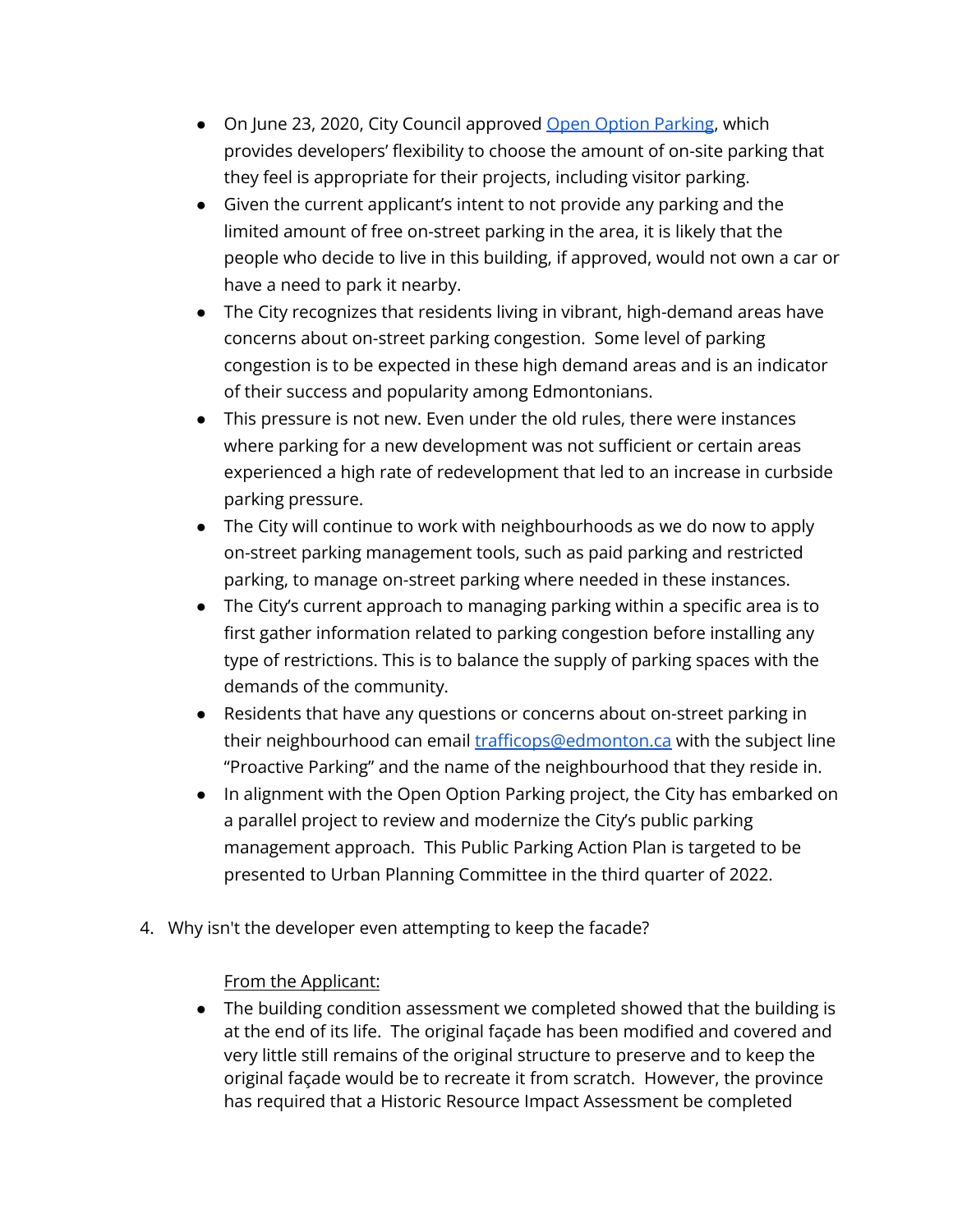- On June 23, 2020, City Council approved [Open Option Parking](), which provides developers' flexibility to choose the amount of on-site parking that they feel is appropriate for their projects, including visitor parking.
- Given the current applicant's intent to not provide any parking and the limited amount of free on-street parking in the area, it is likely that the people who decide to live in this building, if approved, would not own a car or have a need to park it nearby.
- The City recognizes that residents living in vibrant, high-demand areas have concerns about on-street parking congestion. Some level of parking congestion is to be expected in these high demand areas and is an indicator of their success and popularity among Edmontonians.
- This pressure is not new. Even under the old rules, there were instances where parking for a new development was not sufficient or certain areas experienced a high rate of redevelopment that led to an increase in curbside parking pressure.
- The City will continue to work with neighbourhoods as we do now to apply on-street parking management tools, such as paid parking and restricted parking, to manage on-street parking where needed in these instances.
- The City's current approach to managing parking within a specific area is to first gather information related to parking congestion before installing any type of restrictions. This is to balance the supply of parking spaces with the demands of the community.
- Residents that have any questions or concerns about on-street parking in their neighbourhood can email [trafficops@edmonton.ca](mailto:trafficops@edmonton.ca) with the subject line "Proactive Parking" and the name of the neighbourhood that they reside in.
- In alignment with the Open Option Parking project, the City has embarked on a parallel project to review and modernize the City's public parking management approach. This Public Parking Action Plan is targeted to be presented to Urban Planning Committee in the third quarter of 2022.

4. Why isn't the developer even attempting to keep the facade?

<u>From the Applicant:</u>

- The building condition assessment we completed showed that the building is at the end of its life. The original façade has been modified and covered and very little still remains of the original structure to preserve and to keep the original façade would be to recreate it from scratch. However, the province has required that a Historic Resource Impact Assessment be completed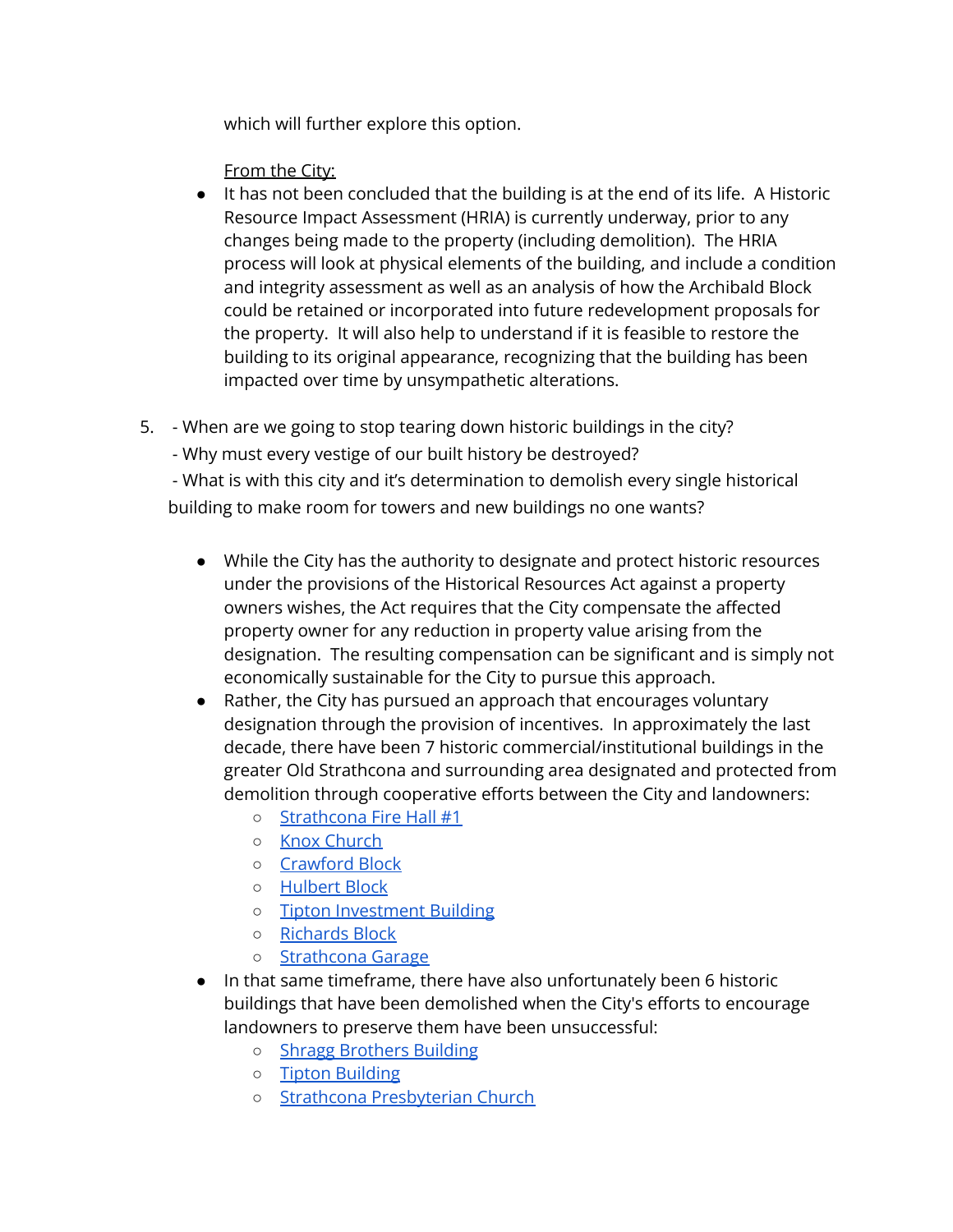which will further explore this option.

From the City:

- It has not been concluded that the building is at the end of its life. A Historic Resource Impact Assessment (HRIA) is currently underway, prior to any changes being made to the property (including demolition). The HRIA process will look at physical elements of the building, and include a condition and integrity assessment as well as an analysis of how the Archibald Block could be retained or incorporated into future redevelopment proposals for the property. It will also help to understand if it is feasible to restore the building to its original appearance, recognizing that the building has been impacted over time by unsympathetic alterations.

5. - When are we going to stop tearing down historic buildings in the city?
   - Why must every vestige of our built history be destroyed?
   - What is with this city and it's determination to demolish every single historical building to make room for towers and new buildings no one wants?

   - While the City has the authority to designate and protect historic resources under the provisions of the Historical Resources Act against a property owners wishes, the Act requires that the City compensate the affected property owner for any reduction in property value arising from the designation. The resulting compensation can be significant and is simply not economically sustainable for the City to pursue this approach.
   - Rather, the City has pursued an approach that encourages voluntary designation through the provision of incentives. In approximately the last decade, there have been 7 historic commercial/institutional buildings in the greater Old Strathcona and surrounding area designated and protected from demolition through cooperative efforts between the City and landowners:
     - Strathcona Fire Hall #1
     - Knox Church
     - Crawford Block
     - Hulbert Block
     - Tipton Investment Building
     - Richards Block
     - Strathcona Garage
   - In that same timeframe, there have also unfortunately been 6 historic buildings that have been demolished when the City's efforts to encourage landowners to preserve them have been unsuccessful:
     - Shragg Brothers Building
     - Tipton Building
     - Strathcona Presbyterian Church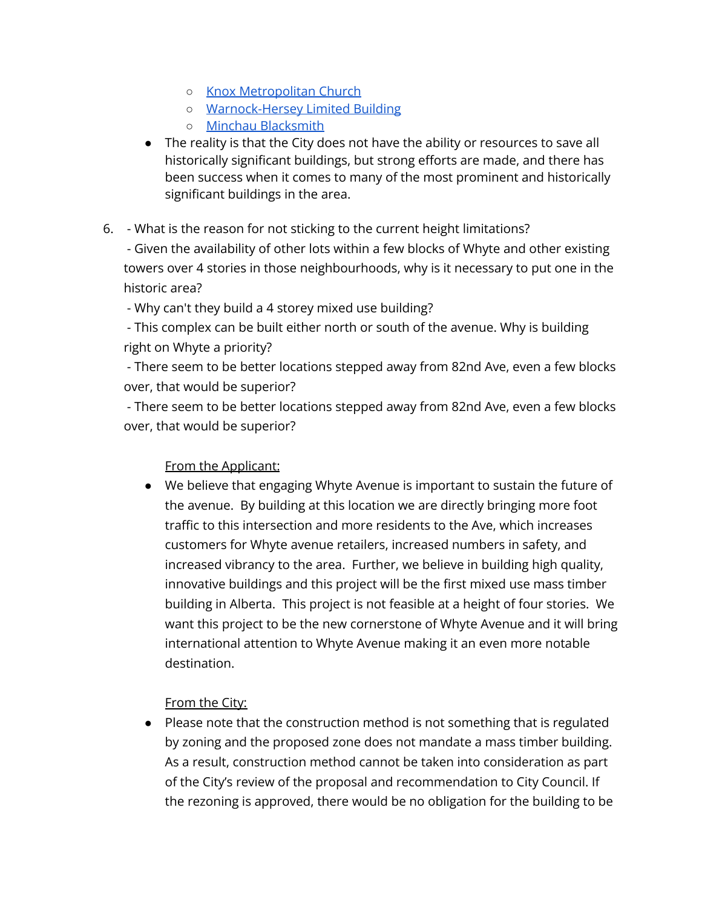- [Knox Metropolitan Church]()
    - [Warnock-Hersey Limited Building]()
    - [Minchau Blacksmith]()
- The reality is that the City does not have the ability or resources to save all historically significant buildings, but strong efforts are made, and there has been success when it comes to many of the most prominent and historically significant buildings in the area.

6. - What is the reason for not sticking to the current height limitations?
   - Given the availability of other lots within a few blocks of Whyte and other existing towers over 4 stories in those neighbourhoods, why is it necessary to put one in the historic area?
   - Why can't they build a 4 storey mixed use building?
   - This complex can be built either north or south of the avenue. Why is building right on Whyte a priority?
   - There seem to be better locations stepped away from 82nd Ave, even a few blocks over, that would be superior?
   - There seem to be better locations stepped away from 82nd Ave, even a few blocks over, that would be superior?

   <u>From the Applicant:</u>

   - We believe that engaging Whyte Avenue is important to sustain the future of the avenue. By building at this location we are directly bringing more foot traffic to this intersection and more residents to the Ave, which increases customers for Whyte avenue retailers, increased numbers in safety, and increased vibrancy to the area. Further, we believe in building high quality, innovative buildings and this project will be the first mixed use mass timber building in Alberta. This project is not feasible at a height of four stories. We want this project to be the new cornerstone of Whyte Avenue and it will bring international attention to Whyte Avenue making it an even more notable destination.

   <u>From the City:</u>

   - Please note that the construction method is not something that is regulated by zoning and the proposed zone does not mandate a mass timber building. As a result, construction method cannot be taken into consideration as part of the City's review of the proposal and recommendation to City Council. If the rezoning is approved, there would be no obligation for the building to be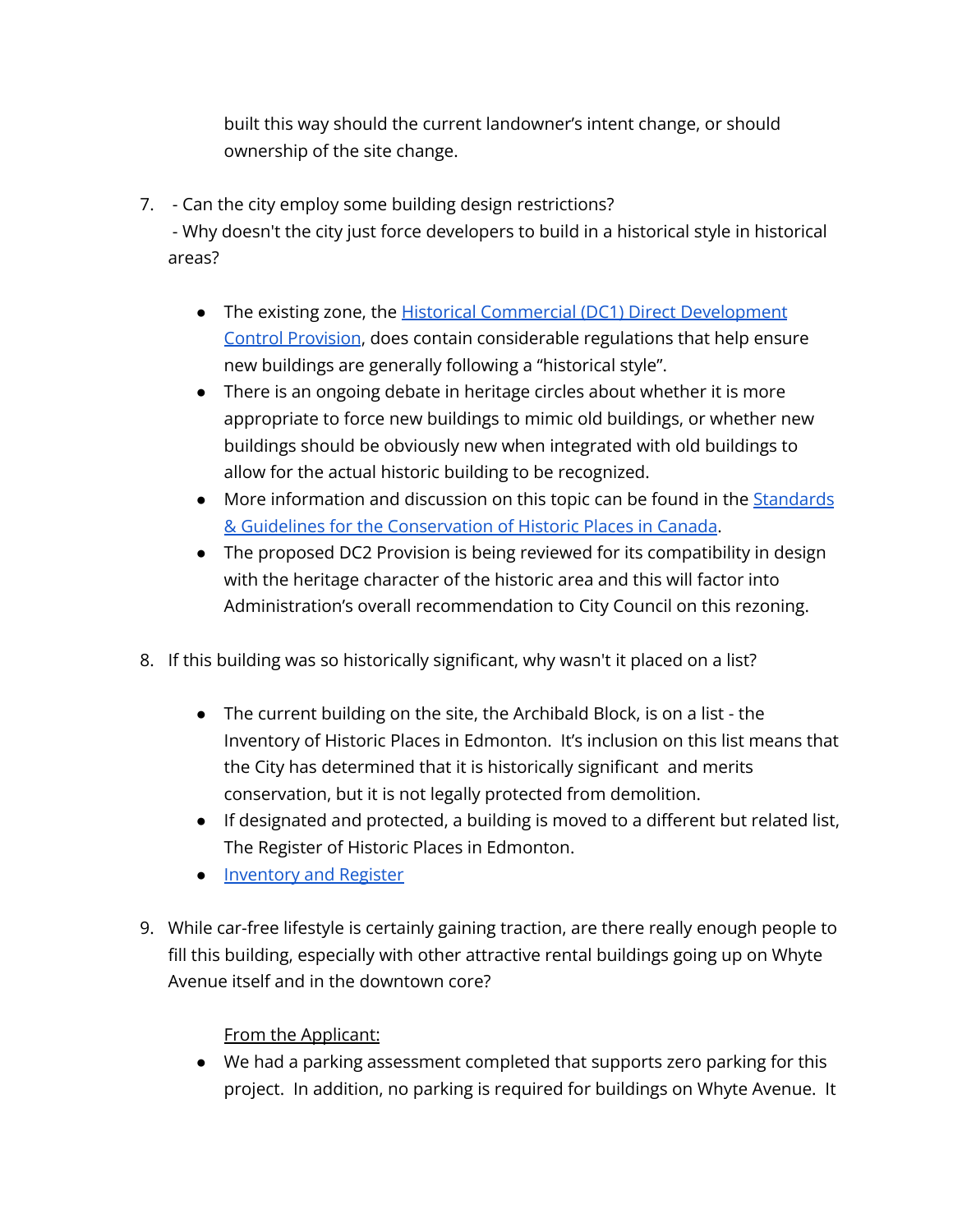built this way should the current landowner's intent change, or should ownership of the site change.

7. - Can the city employ some building design restrictions?
   - Why doesn't the city just force developers to build in a historical style in historical areas?

   - The existing zone, the [Historical Commercial (DC1) Direct Development Control Provision](), does contain considerable regulations that help ensure new buildings are generally following a "historical style".
   - There is an ongoing debate in heritage circles about whether it is more appropriate to force new buildings to mimic old buildings, or whether new buildings should be obviously new when integrated with old buildings to allow for the actual historic building to be recognized.
   - More information and discussion on this topic can be found in the [Standards & Guidelines for the Conservation of Historic Places in Canada]().
   - The proposed DC2 Provision is being reviewed for its compatibility in design with the heritage character of the historic area and this will factor into Administration's overall recommendation to City Council on this rezoning.

8. If this building was so historically significant, why wasn't it placed on a list?

   - The current building on the site, the Archibald Block, is on a list - the Inventory of Historic Places in Edmonton. It's inclusion on this list means that the City has determined that it is historically significant and merits conservation, but it is not legally protected from demolition.
   - If designated and protected, a building is moved to a different but related list, The Register of Historic Places in Edmonton.
   - [Inventory and Register]()

9. While car-free lifestyle is certainly gaining traction, are there really enough people to fill this building, especially with other attractive rental buildings going up on Whyte Avenue itself and in the downtown core?

   <u>From the Applicant:</u>

   - We had a parking assessment completed that supports zero parking for this project. In addition, no parking is required for buildings on Whyte Avenue. It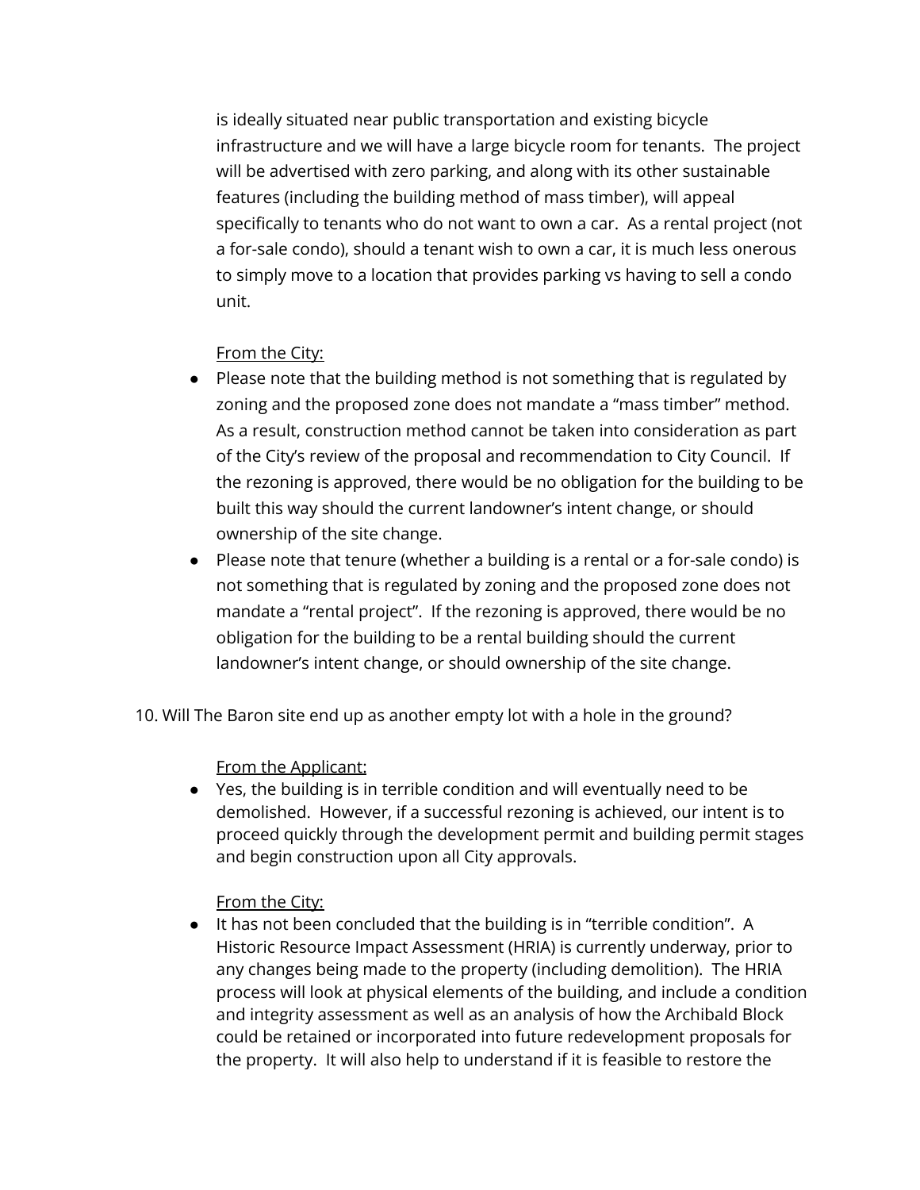is ideally situated near public transportation and existing bicycle infrastructure and we will have a large bicycle room for tenants. The project will be advertised with zero parking, and along with its other sustainable features (including the building method of mass timber), will appeal specifically to tenants who do not want to own a car. As a rental project (not a for-sale condo), should a tenant wish to own a car, it is much less onerous to simply move to a location that provides parking vs having to sell a condo unit.

<u>From the City:</u>

- Please note that the building method is not something that is regulated by zoning and the proposed zone does not mandate a "mass timber" method. As a result, construction method cannot be taken into consideration as part of the City's review of the proposal and recommendation to City Council. If the rezoning is approved, there would be no obligation for the building to be built this way should the current landowner's intent change, or should ownership of the site change.
- Please note that tenure (whether a building is a rental or a for-sale condo) is not something that is regulated by zoning and the proposed zone does not mandate a "rental project". If the rezoning is approved, there would be no obligation for the building to be a rental building should the current landowner's intent change, or should ownership of the site change.

10. Will The Baron site end up as another empty lot with a hole in the ground?

<u>From the Applicant:</u>

- Yes, the building is in terrible condition and will eventually need to be demolished. However, if a successful rezoning is achieved, our intent is to proceed quickly through the development permit and building permit stages and begin construction upon all City approvals.

<u>From the City:</u>

- It has not been concluded that the building is in "terrible condition". A Historic Resource Impact Assessment (HRIA) is currently underway, prior to any changes being made to the property (including demolition). The HRIA process will look at physical elements of the building, and include a condition and integrity assessment as well as an analysis of how the Archibald Block could be retained or incorporated into future redevelopment proposals for the property. It will also help to understand if it is feasible to restore the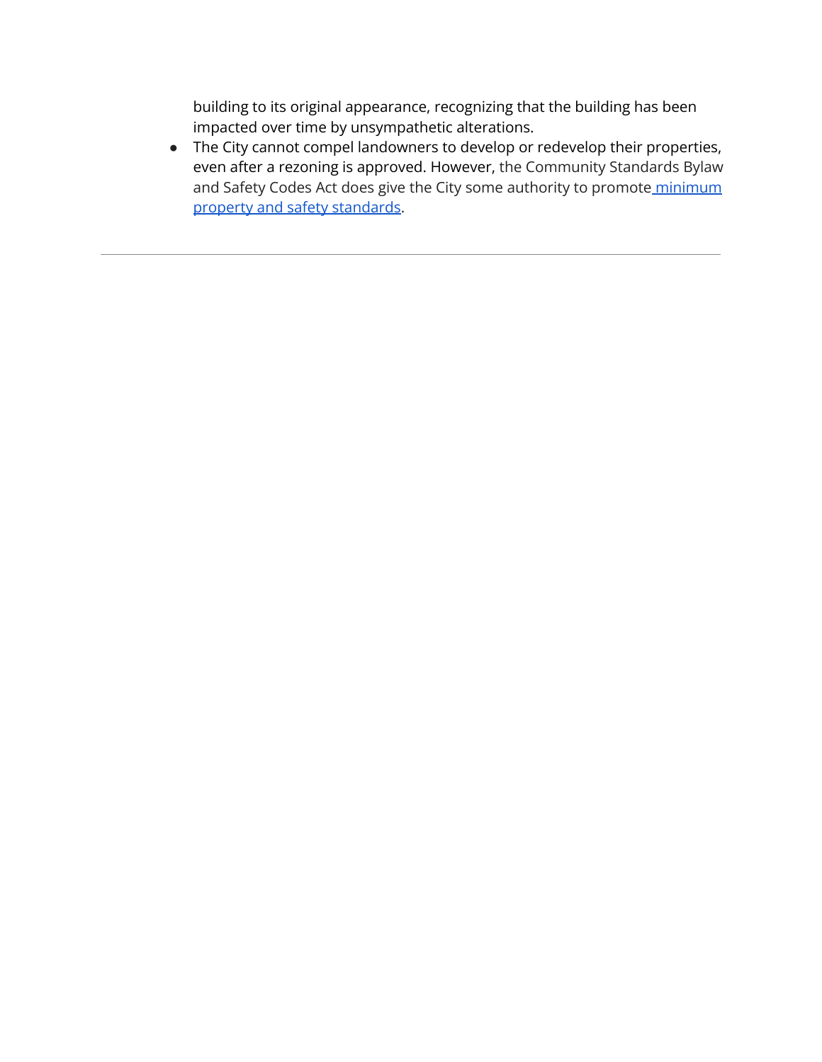building to its original appearance, recognizing that the building has been impacted over time by unsympathetic alterations.

- The City cannot compel landowners to develop or redevelop their properties, even after a rezoning is approved. However, the Community Standards Bylaw and Safety Codes Act does give the City some authority to promote minimum property and safety standards.

---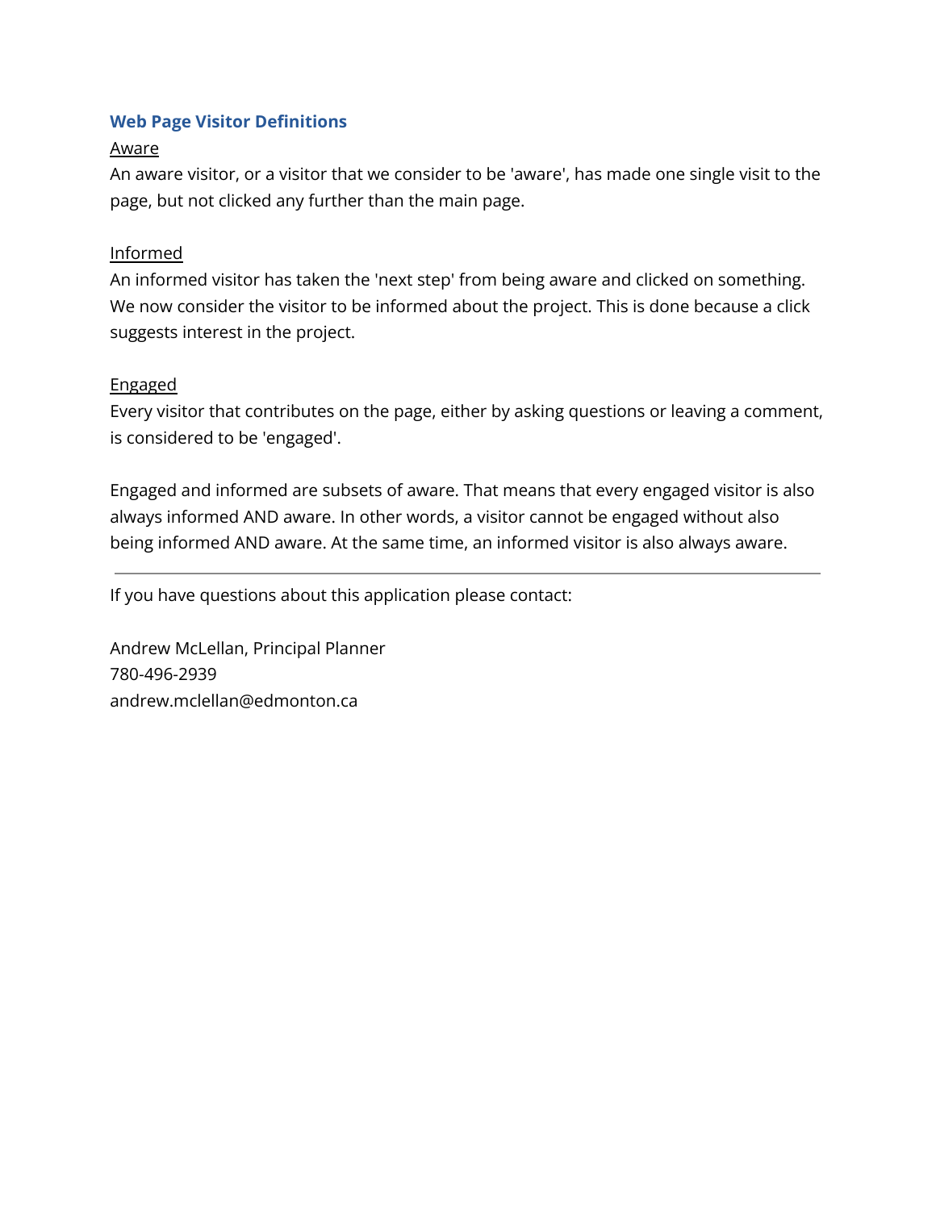### Web Page Visitor Definitions

Aware

An aware visitor, or a visitor that we consider to be 'aware', has made one single visit to the page, but not clicked any further than the main page.

Informed

An informed visitor has taken the 'next step' from being aware and clicked on something. We now consider the visitor to be informed about the project. This is done because a click suggests interest in the project.

Engaged

Every visitor that contributes on the page, either by asking questions or leaving a comment, is considered to be 'engaged'.

Engaged and informed are subsets of aware. That means that every engaged visitor is also always informed AND aware. In other words, a visitor cannot be engaged without also being informed AND aware. At the same time, an informed visitor is also always aware.

---

If you have questions about this application please contact:

Andrew McLellan, Principal Planner
780-496-2939
andrew.mclellan@edmonton.ca